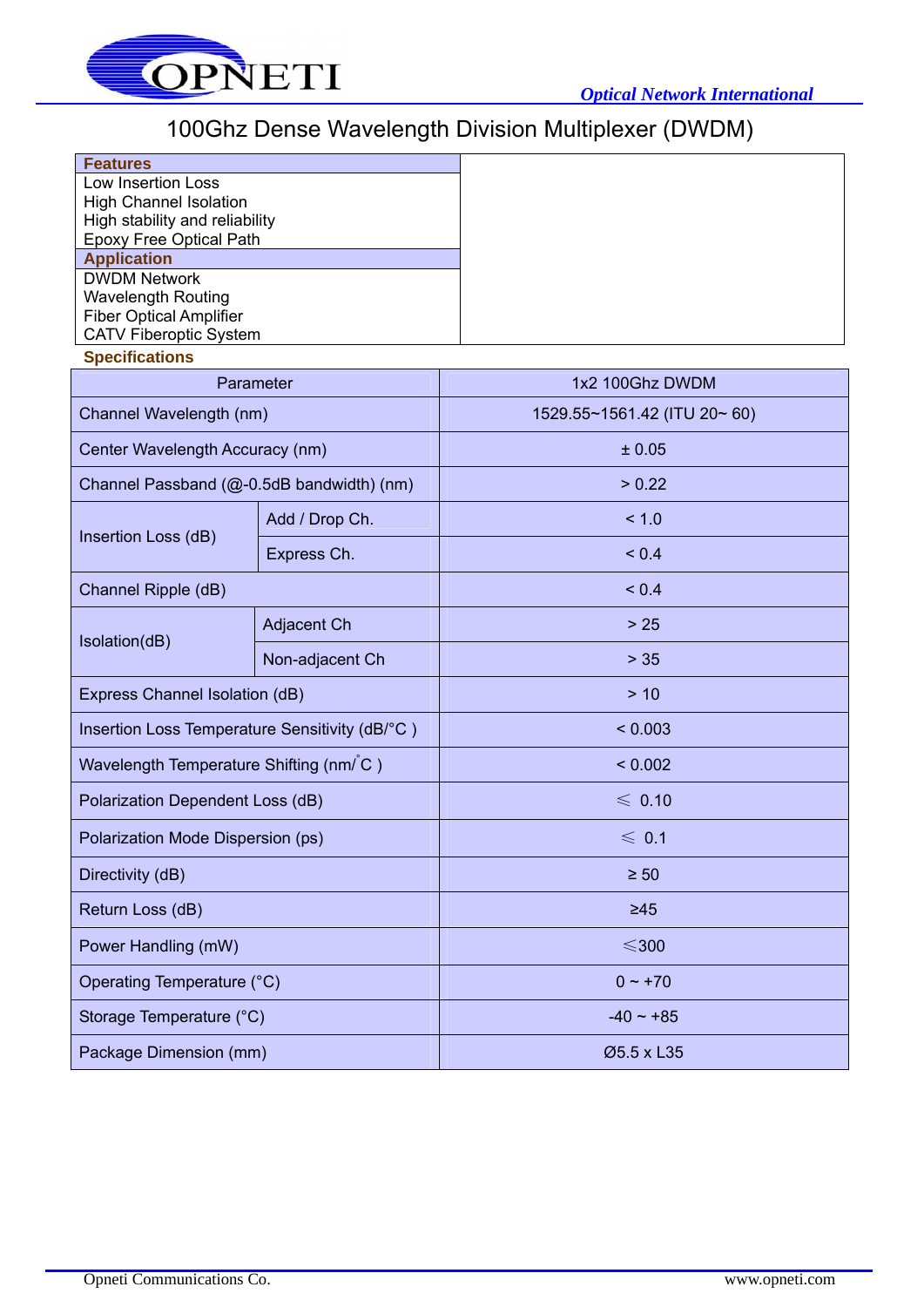# 100Ghz Dense Wavelength Division Multiplexer (DWDM)

**Features**

Low Insertion Loss
High Channel Isolation
High stability and reliability
Epoxy Free Optical Path

**Application**

DWDM Network
Wavelength Routing
Fiber Optical Amplifier
CATV Fiberoptic System

**Specifications**

| Parameter | | 1x2 100Ghz DWDM |
|---|---|---|
| Channel Wavelength (nm) | | 1529.55~1561.42 (ITU 20~ 60) |
| Center Wavelength Accuracy (nm) | | ± 0.05 |
| Channel Passband (@-0.5dB bandwidth) (nm) | | > 0.22 |
| Insertion Loss (dB) | Add / Drop Ch. | < 1.0 |
| | Express Ch. | < 0.4 |
| Channel Ripple (dB) | | < 0.4 |
| Isolation(dB) | Adjacent Ch | > 25 |
| | Non-adjacent Ch | > 35 |
| Express Channel Isolation (dB) | | > 10 |
| Insertion Loss Temperature Sensitivity (dB/°C ) | | < 0.003 |
| Wavelength Temperature Shifting (nm/°C ) | | < 0.002 |
| Polarization Dependent Loss (dB) | | ≤ 0.10 |
| Polarization Mode Dispersion (ps) | | ≤ 0.1 |
| Directivity (dB) | | ≥ 50 |
| Return Loss (dB) | | ≥45 |
| Power Handling (mW) | | ≤300 |
| Operating Temperature (°C) | | 0 ~ +70 |
| Storage Temperature (°C) | | -40 ~ +85 |
| Package Dimension (mm) | | Ø5.5 x L35 |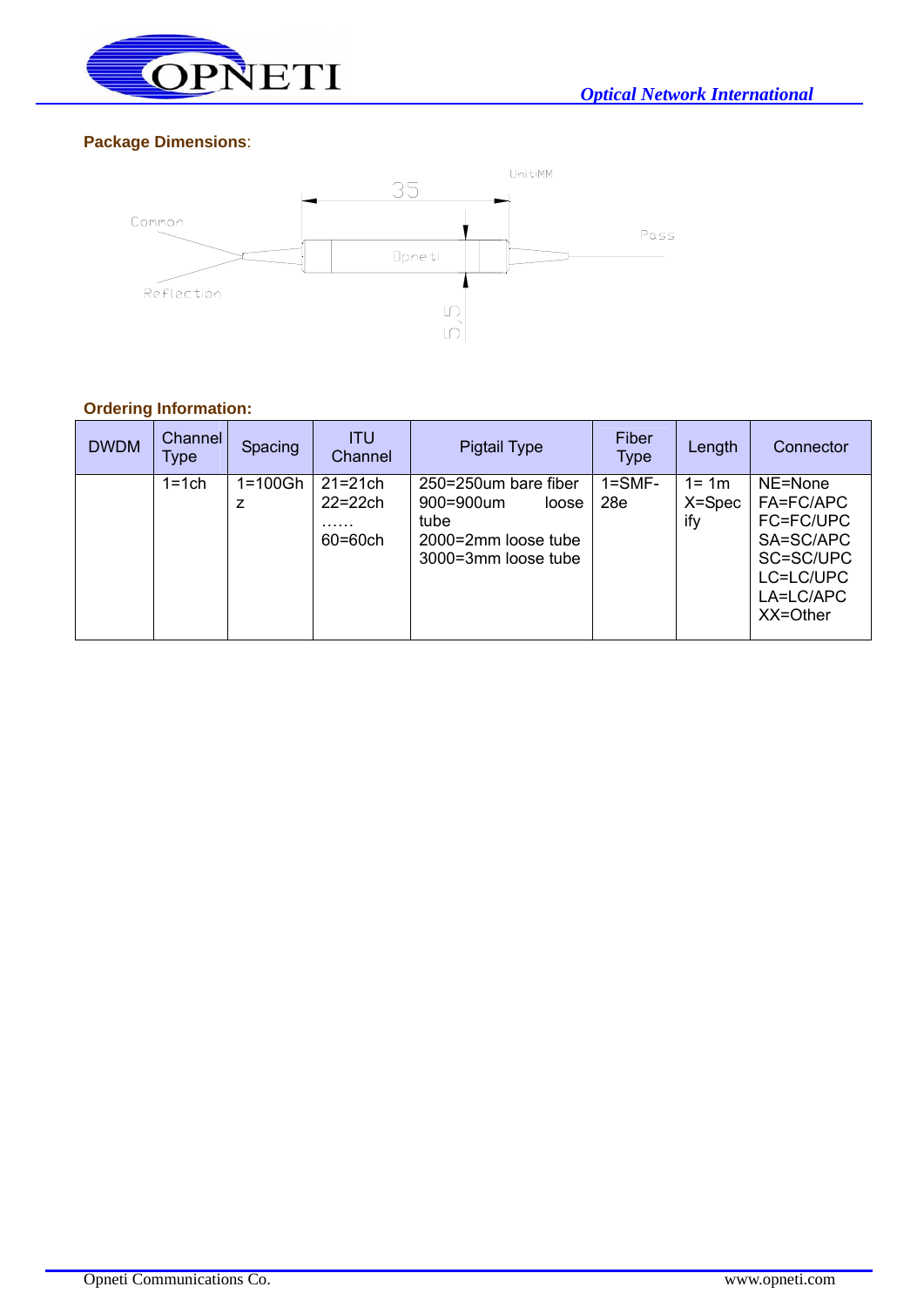**Package Dimensions**:

Unit:MM

35

Common

Pass

Opneti

Reflection

5.5

**Ordering Information:**

| DWDM | Channel Type | Spacing | ITU Channel | Pigtail Type | Fiber Type | Length | Connector |
|---|---|---|---|---|---|---|---|
| | 1=1ch | 1=100Ghz | 21=21ch<br>22=22ch<br>……<br>60=60ch | 250=250um bare fiber<br>900=900um loose tube<br>2000=2mm loose tube<br>3000=3mm loose tube | 1=SMF-28e | 1= 1m<br>X=Specify | NE=None<br>FA=FC/APC<br>FC=FC/UPC<br>SA=SC/APC<br>SC=SC/UPC<br>LC=LC/UPC<br>LA=LC/APC<br>XX=Other |